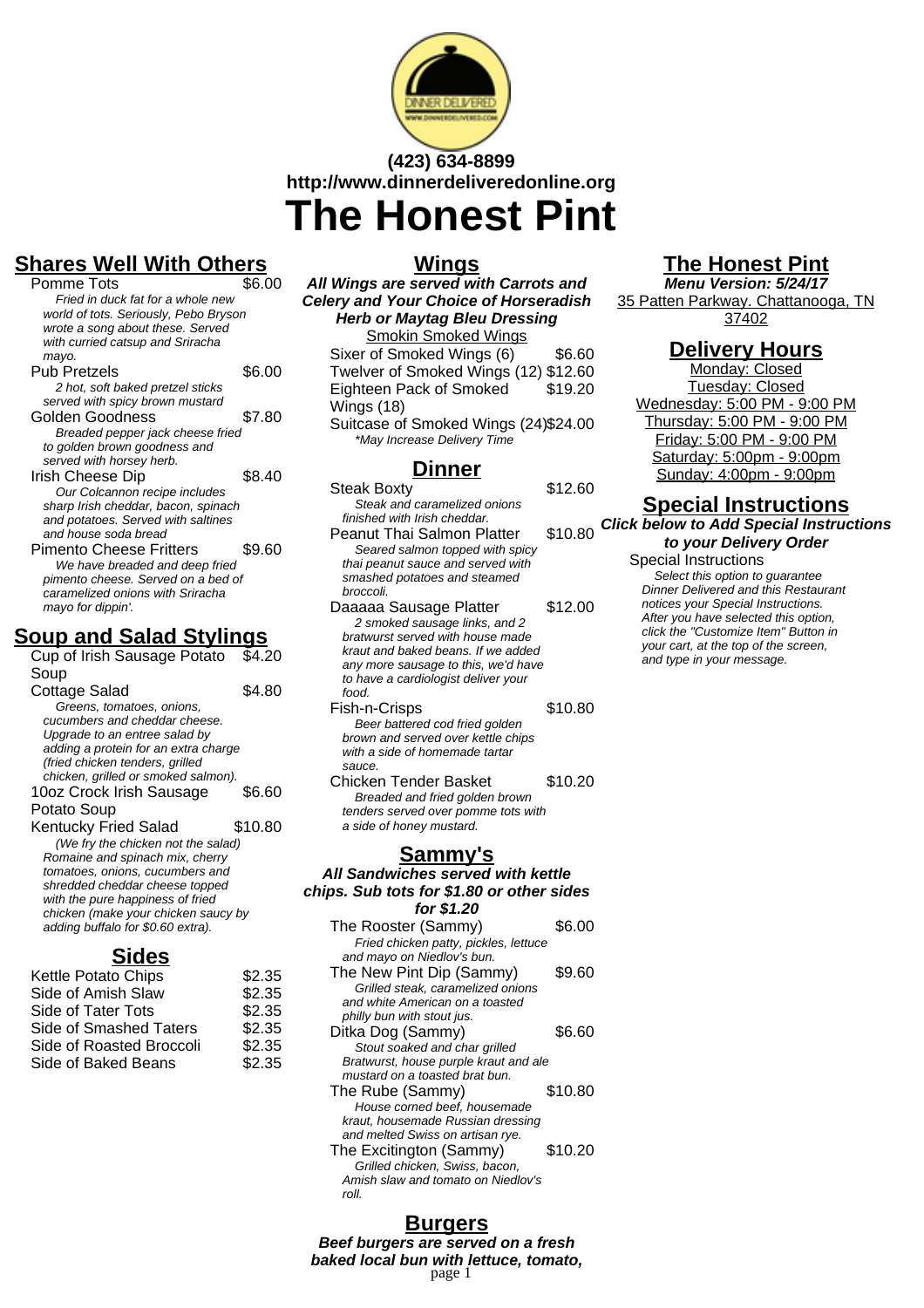(423) 634-8899
http://www.dinnerdeliveredonline.org

# The Honest Pint

## Shares Well With Others

Pomme Tots — $6.00
*Fried in duck fat for a whole new world of tots. Seriously, Pebo Bryson wrote a song about these. Served with curried catsup and Sriracha mayo.*

Pub Pretzels — $6.00
*2 hot, soft baked pretzel sticks served with spicy brown mustard*

Golden Goodness — $7.80
*Breaded pepper jack cheese fried to golden brown goodness and served with horsey herb.*

Irish Cheese Dip — $8.40
*Our Colcannon recipe includes sharp Irish cheddar, bacon, spinach and potatoes. Served with saltines and house soda bread*

Pimento Cheese Fritters — $9.60
*We have breaded and deep fried pimento cheese. Served on a bed of caramelized onions with Sriracha mayo for dippin'.*

## Soup and Salad Stylings

Cup of Irish Sausage Potato Soup — $4.20

Cottage Salad — $4.80
*Greens, tomatoes, onions, cucumbers and cheddar cheese. Upgrade to an entree salad by adding a protein for an extra charge (fried chicken tenders, grilled chicken, grilled or smoked salmon).*

10oz Crock Irish Sausage Potato Soup — $6.60

Kentucky Fried Salad — $10.80
*(We fry the chicken not the salad) Romaine and spinach mix, cherry tomatoes, onions, cucumbers and shredded cheddar cheese topped with the pure happiness of fried chicken (make your chicken saucy by adding buffalo for $0.60 extra).*

## Sides

| Item | Price |
|---|---|
| Kettle Potato Chips | $2.35 |
| Side of Amish Slaw | $2.35 |
| Side of Tater Tots | $2.35 |
| Side of Smashed Taters | $2.35 |
| Side of Roasted Broccoli | $2.35 |
| Side of Baked Beans | $2.35 |

## Wings

***All Wings are served with Carrots and Celery and Your Choice of Horseradish Herb or Maytag Bleu Dressing***

Smokin Smoked Wings

| Item | Price |
|---|---|
| Sixer of Smoked Wings (6) | $6.60 |
| Twelver of Smoked Wings (12) | $12.60 |
| Eighteen Pack of Smoked Wings (18) | $19.20 |
| Suitcase of Smoked Wings (24) | $24.00 |

*\*May Increase Delivery Time*

## Dinner

Steak Boxty — $12.60
*Steak and caramelized onions finished with Irish cheddar.*

Peanut Thai Salmon Platter — $10.80
*Seared salmon topped with spicy thai peanut sauce and served with smashed potatoes and steamed broccoli.*

Daaaaa Sausage Platter — $12.00
*2 smoked sausage links, and 2 bratwurst served with house made kraut and baked beans. If we added any more sausage to this, we'd have to have a cardiologist deliver your food.*

Fish-n-Crisps — $10.80
*Beer battered cod fried golden brown and served over kettle chips with a side of homemade tartar sauce.*

Chicken Tender Basket — $10.20
*Breaded and fried golden brown tenders served over pomme tots with a side of honey mustard.*

## Sammy's

***All Sandwiches served with kettle chips. Sub tots for $1.80 or other sides for $1.20***

The Rooster (Sammy) — $6.00
*Fried chicken patty, pickles, lettuce and mayo on Niedlov's bun.*

The New Pint Dip (Sammy) — $9.60
*Grilled steak, caramelized onions and white American on a toasted philly bun with stout jus.*

Ditka Dog (Sammy) — $6.60
*Stout soaked and char grilled Bratwurst, house purple kraut and ale mustard on a toasted brat bun.*

The Rube (Sammy) — $10.80
*House corned beef, housemade kraut, housemade Russian dressing and melted Swiss on artisan rye.*

The Excitington (Sammy) — $10.20
*Grilled chicken, Swiss, bacon, Amish slaw and tomato on Niedlov's roll.*

## Burgers

***Beef burgers are served on a fresh baked local bun with lettuce, tomato,***

## The Honest Pint

***Menu Version: 5/24/17***

35 Patten Parkway. Chattanooga, TN 37402

## Delivery Hours

Monday: Closed
Tuesday: Closed
Wednesday: 5:00 PM - 9:00 PM
Thursday: 5:00 PM - 9:00 PM
Friday: 5:00 PM - 9:00 PM
Saturday: 5:00pm - 9:00pm
Sunday: 4:00pm - 9:00pm

## Special Instructions

***Click below to Add Special Instructions to your Delivery Order***

Special Instructions
*Select this option to guarantee Dinner Delivered and this Restaurant notices your Special Instructions. After you have selected this option, click the "Customize Item" Button in your cart, at the top of the screen, and type in your message.*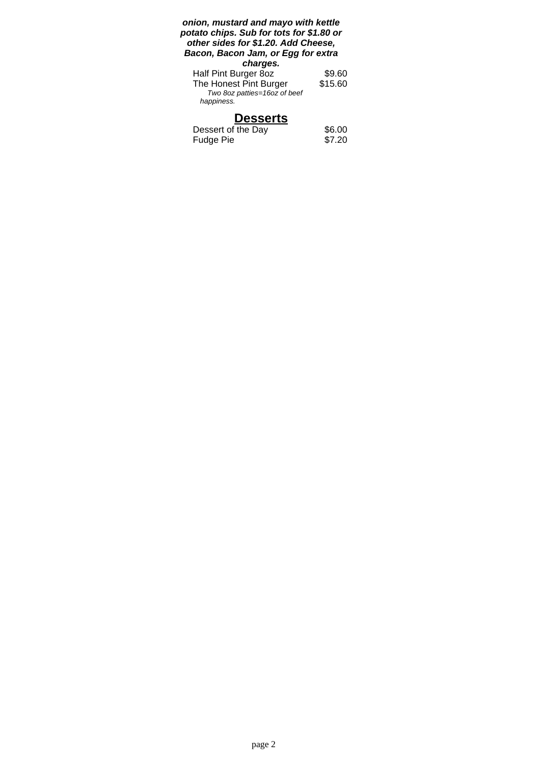***onion, mustard and mayo with kettle potato chips. Sub for tots for $1.80 or other sides for $1.20. Add Cheese, Bacon, Bacon Jam, or Egg for extra charges.***

| | |
|---|---|
| Half Pint Burger 8oz | $9.60 |
| The Honest Pint Burger | $15.60 |

*Two 8oz patties=16oz of beef happiness.*

## Desserts

| | |
|---|---|
| Dessert of the Day | $6.00 |
| Fudge Pie | $7.20 |